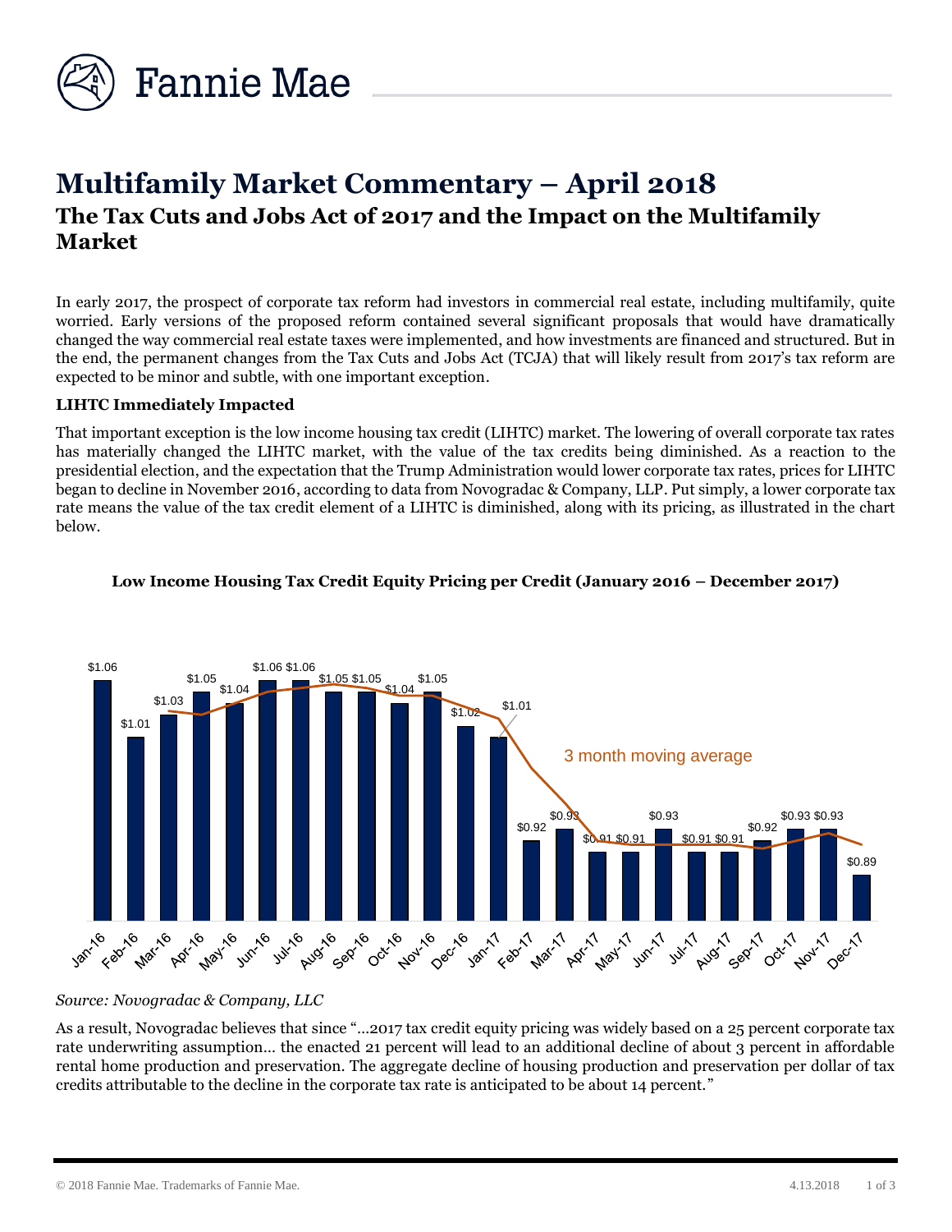# Multifamily Market Commentary – April 2018

## The Tax Cuts and Jobs Act of 2017 and the Impact on the Multifamily Market

In early 2017, the prospect of corporate tax reform had investors in commercial real estate, including multifamily, quite worried. Early versions of the proposed reform contained several significant proposals that would have dramatically changed the way commercial real estate taxes were implemented, and how investments are financed and structured. But in the end, the permanent changes from the Tax Cuts and Jobs Act (TCJA) that will likely result from 2017's tax reform are expected to be minor and subtle, with one important exception.

**LIHTC Immediately Impacted**

That important exception is the low income housing tax credit (LIHTC) market. The lowering of overall corporate tax rates has materially changed the LIHTC market, with the value of the tax credits being diminished. As a reaction to the presidential election, and the expectation that the Trump Administration would lower corporate tax rates, prices for LIHTC began to decline in November 2016, according to data from Novogradac & Company, LLP. Put simply, a lower corporate tax rate means the value of the tax credit element of a LIHTC is diminished, along with its pricing, as illustrated in the chart below.

**Low Income Housing Tax Credit Equity Pricing per Credit (January 2016 – December 2017)**

| Month | Price per Credit |
|---|---|
| Jan-16 | $1.06 |
| Feb-16 | $1.01 |
| Mar-16 | $1.03 |
| Apr-16 | $1.05 |
| May-16 | $1.04 |
| Jun-16 | $1.06 |
| Jul-16 | $1.06 |
| Aug-16 | $1.05 |
| Sep-16 | $1.05 |
| Oct-16 | $1.04 |
| Nov-16 | $1.05 |
| Dec-16 | $1.02 |
| Jan-17 | $1.01 |
| Feb-17 | $0.92 |
| Mar-17 | $0.93 |
| Apr-17 | $0.91 |
| May-17 | $0.91 |
| Jun-17 | $0.93 |
| Jul-17 | $0.91 |
| Aug-17 | $0.91 |
| Sep-17 | $0.92 |
| Oct-17 | $0.93 |
| Nov-17 | $0.93 |
| Dec-17 | $0.89 |

3 month moving average

*Source: Novogradac & Company, LLC*

As a result, Novogradac believes that since "…2017 tax credit equity pricing was widely based on a 25 percent corporate tax rate underwriting assumption… the enacted 21 percent will lead to an additional decline of about 3 percent in affordable rental home production and preservation. The aggregate decline of housing production and preservation per dollar of tax credits attributable to the decline in the corporate tax rate is anticipated to be about 14 percent."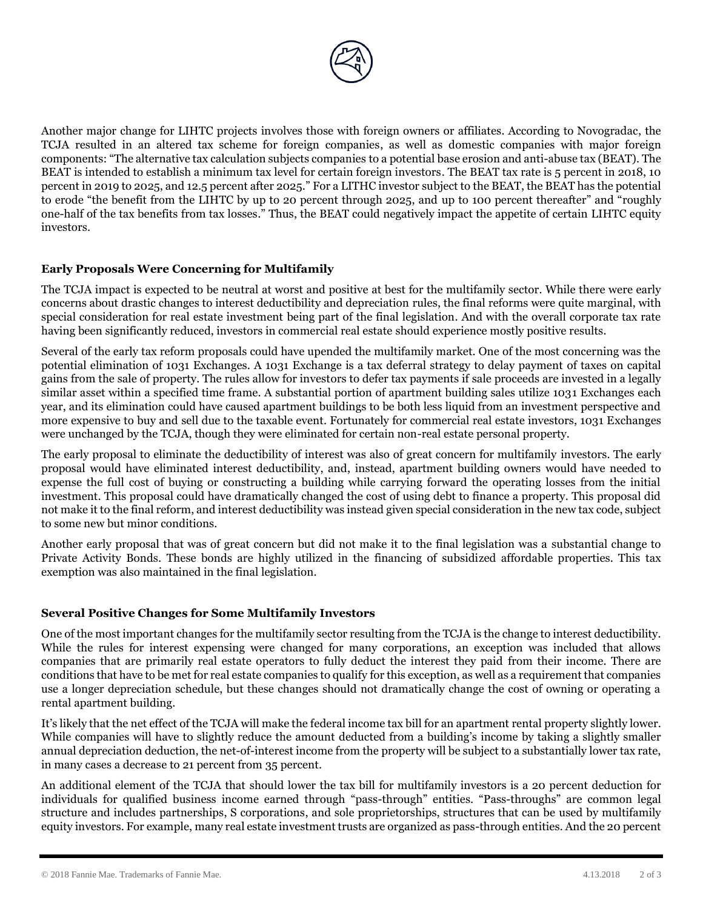Another major change for LIHTC projects involves those with foreign owners or affiliates. According to Novogradac, the TCJA resulted in an altered tax scheme for foreign companies, as well as domestic companies with major foreign components: "The alternative tax calculation subjects companies to a potential base erosion and anti-abuse tax (BEAT). The BEAT is intended to establish a minimum tax level for certain foreign investors. The BEAT tax rate is 5 percent in 2018, 10 percent in 2019 to 2025, and 12.5 percent after 2025." For a LITHC investor subject to the BEAT, the BEAT has the potential to erode "the benefit from the LIHTC by up to 20 percent through 2025, and up to 100 percent thereafter" and "roughly one-half of the tax benefits from tax losses." Thus, the BEAT could negatively impact the appetite of certain LIHTC equity investors.

### Early Proposals Were Concerning for Multifamily

The TCJA impact is expected to be neutral at worst and positive at best for the multifamily sector. While there were early concerns about drastic changes to interest deductibility and depreciation rules, the final reforms were quite marginal, with special consideration for real estate investment being part of the final legislation. And with the overall corporate tax rate having been significantly reduced, investors in commercial real estate should experience mostly positive results.

Several of the early tax reform proposals could have upended the multifamily market. One of the most concerning was the potential elimination of 1031 Exchanges. A 1031 Exchange is a tax deferral strategy to delay payment of taxes on capital gains from the sale of property. The rules allow for investors to defer tax payments if sale proceeds are invested in a legally similar asset within a specified time frame. A substantial portion of apartment building sales utilize 1031 Exchanges each year, and its elimination could have caused apartment buildings to be both less liquid from an investment perspective and more expensive to buy and sell due to the taxable event. Fortunately for commercial real estate investors, 1031 Exchanges were unchanged by the TCJA, though they were eliminated for certain non-real estate personal property.

The early proposal to eliminate the deductibility of interest was also of great concern for multifamily investors. The early proposal would have eliminated interest deductibility, and, instead, apartment building owners would have needed to expense the full cost of buying or constructing a building while carrying forward the operating losses from the initial investment. This proposal could have dramatically changed the cost of using debt to finance a property. This proposal did not make it to the final reform, and interest deductibility was instead given special consideration in the new tax code, subject to some new but minor conditions.

Another early proposal that was of great concern but did not make it to the final legislation was a substantial change to Private Activity Bonds. These bonds are highly utilized in the financing of subsidized affordable properties. This tax exemption was also maintained in the final legislation.

### Several Positive Changes for Some Multifamily Investors

One of the most important changes for the multifamily sector resulting from the TCJA is the change to interest deductibility. While the rules for interest expensing were changed for many corporations, an exception was included that allows companies that are primarily real estate operators to fully deduct the interest they paid from their income. There are conditions that have to be met for real estate companies to qualify for this exception, as well as a requirement that companies use a longer depreciation schedule, but these changes should not dramatically change the cost of owning or operating a rental apartment building.

It's likely that the net effect of the TCJA will make the federal income tax bill for an apartment rental property slightly lower. While companies will have to slightly reduce the amount deducted from a building's income by taking a slightly smaller annual depreciation deduction, the net-of-interest income from the property will be subject to a substantially lower tax rate, in many cases a decrease to 21 percent from 35 percent.

An additional element of the TCJA that should lower the tax bill for multifamily investors is a 20 percent deduction for individuals for qualified business income earned through "pass-through" entities. "Pass-throughs" are common legal structure and includes partnerships, S corporations, and sole proprietorships, structures that can be used by multifamily equity investors. For example, many real estate investment trusts are organized as pass-through entities. And the 20 percent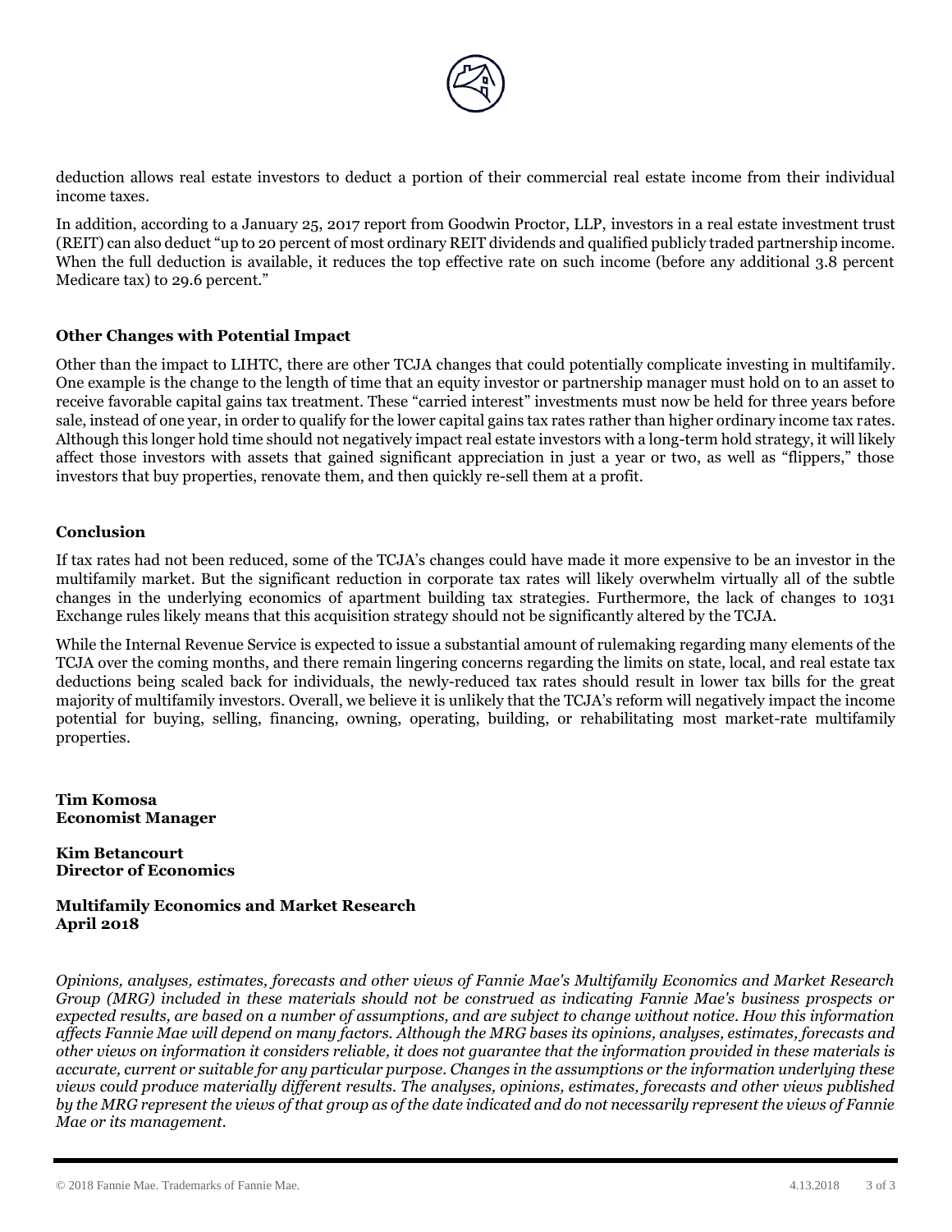deduction allows real estate investors to deduct a portion of their commercial real estate income from their individual income taxes.

In addition, according to a January 25, 2017 report from Goodwin Proctor, LLP, investors in a real estate investment trust (REIT) can also deduct "up to 20 percent of most ordinary REIT dividends and qualified publicly traded partnership income. When the full deduction is available, it reduces the top effective rate on such income (before any additional 3.8 percent Medicare tax) to 29.6 percent."

**Other Changes with Potential Impact**

Other than the impact to LIHTC, there are other TCJA changes that could potentially complicate investing in multifamily. One example is the change to the length of time that an equity investor or partnership manager must hold on to an asset to receive favorable capital gains tax treatment. These "carried interest" investments must now be held for three years before sale, instead of one year, in order to qualify for the lower capital gains tax rates rather than higher ordinary income tax rates. Although this longer hold time should not negatively impact real estate investors with a long-term hold strategy, it will likely affect those investors with assets that gained significant appreciation in just a year or two, as well as "flippers," those investors that buy properties, renovate them, and then quickly re-sell them at a profit.

**Conclusion**

If tax rates had not been reduced, some of the TCJA's changes could have made it more expensive to be an investor in the multifamily market. But the significant reduction in corporate tax rates will likely overwhelm virtually all of the subtle changes in the underlying economics of apartment building tax strategies. Furthermore, the lack of changes to 1031 Exchange rules likely means that this acquisition strategy should not be significantly altered by the TCJA.

While the Internal Revenue Service is expected to issue a substantial amount of rulemaking regarding many elements of the TCJA over the coming months, and there remain lingering concerns regarding the limits on state, local, and real estate tax deductions being scaled back for individuals, the newly-reduced tax rates should result in lower tax bills for the great majority of multifamily investors. Overall, we believe it is unlikely that the TCJA's reform will negatively impact the income potential for buying, selling, financing, owning, operating, building, or rehabilitating most market-rate multifamily properties.

**Tim Komosa**
**Economist Manager**

**Kim Betancourt**
**Director of Economics**

**Multifamily Economics and Market Research**
**April 2018**

*Opinions, analyses, estimates, forecasts and other views of Fannie Mae's Multifamily Economics and Market Research Group (MRG) included in these materials should not be construed as indicating Fannie Mae's business prospects or expected results, are based on a number of assumptions, and are subject to change without notice. How this information affects Fannie Mae will depend on many factors. Although the MRG bases its opinions, analyses, estimates, forecasts and other views on information it considers reliable, it does not guarantee that the information provided in these materials is accurate, current or suitable for any particular purpose. Changes in the assumptions or the information underlying these views could produce materially different results. The analyses, opinions, estimates, forecasts and other views published by the MRG represent the views of that group as of the date indicated and do not necessarily represent the views of Fannie Mae or its management.*

© 2018 Fannie Mae. Trademarks of Fannie Mae.